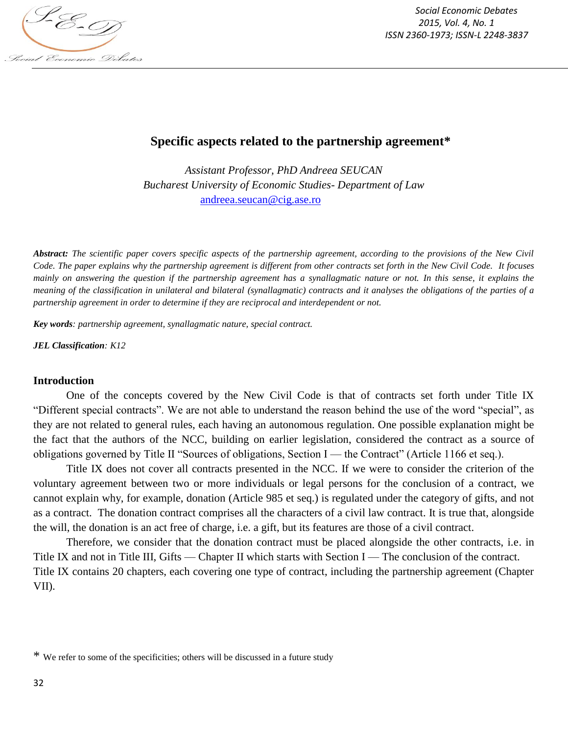# Specific aspects related to the partnership agreement*

*Assistant Professor, PhD Andreea SEUCAN*
*Bucharest University of Economic Studies- Department of Law*
andreea.seucan@cig.ase.ro

***Abstract:*** *The scientific paper covers specific aspects of the partnership agreement, according to the provisions of the New Civil Code. The paper explains why the partnership agreement is different from other contracts set forth in the New Civil Code. It focuses mainly on answering the question if the partnership agreement has a synallagmatic nature or not. In this sense, it explains the meaning of the classification in unilateral and bilateral (synallagmatic) contracts and it analyses the obligations of the parties of a partnership agreement in order to determine if they are reciprocal and interdependent or not.*

***Key words****: partnership agreement, synallagmatic nature, special contract.*

***JEL Classification****: K12*

## Introduction

One of the concepts covered by the New Civil Code is that of contracts set forth under Title IX "Different special contracts". We are not able to understand the reason behind the use of the word "special", as they are not related to general rules, each having an autonomous regulation. One possible explanation might be the fact that the authors of the NCC, building on earlier legislation, considered the contract as a source of obligations governed by Title II "Sources of obligations, Section I — the Contract" (Article 1166 et seq.).

Title IX does not cover all contracts presented in the NCC. If we were to consider the criterion of the voluntary agreement between two or more individuals or legal persons for the conclusion of a contract, we cannot explain why, for example, donation (Article 985 et seq.) is regulated under the category of gifts, and not as a contract. The donation contract comprises all the characters of a civil law contract. It is true that, alongside the will, the donation is an act free of charge, i.e. a gift, but its features are those of a civil contract.

Therefore, we consider that the donation contract must be placed alongside the other contracts, i.e. in Title IX and not in Title III, Gifts — Chapter II which starts with Section I — The conclusion of the contract. Title IX contains 20 chapters, each covering one type of contract, including the partnership agreement (Chapter VII).

\* We refer to some of the specificities; others will be discussed in a future study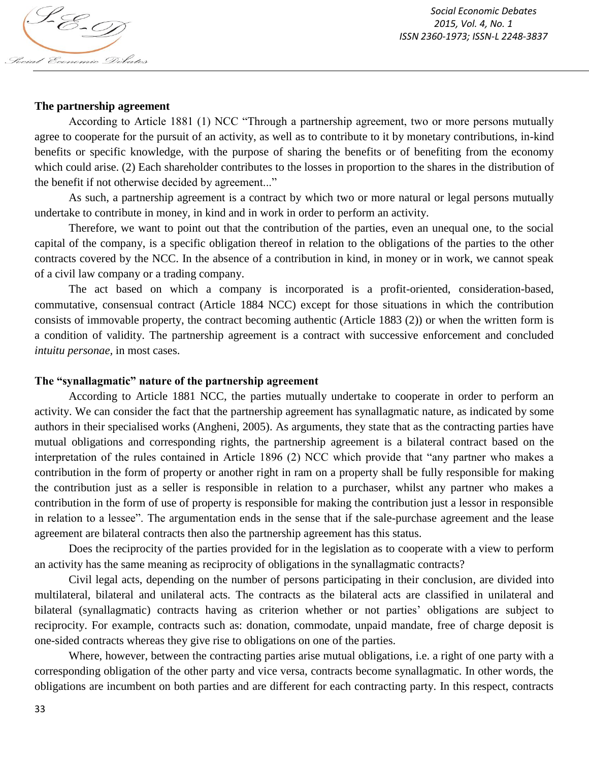**The partnership agreement**

According to Article 1881 (1) NCC "Through a partnership agreement, two or more persons mutually agree to cooperate for the pursuit of an activity, as well as to contribute to it by monetary contributions, in-kind benefits or specific knowledge, with the purpose of sharing the benefits or of benefiting from the economy which could arise. (2) Each shareholder contributes to the losses in proportion to the shares in the distribution of the benefit if not otherwise decided by agreement..."

As such, a partnership agreement is a contract by which two or more natural or legal persons mutually undertake to contribute in money, in kind and in work in order to perform an activity.

Therefore, we want to point out that the contribution of the parties, even an unequal one, to the social capital of the company, is a specific obligation thereof in relation to the obligations of the parties to the other contracts covered by the NCC. In the absence of a contribution in kind, in money or in work, we cannot speak of a civil law company or a trading company.

The act based on which a company is incorporated is a profit-oriented, consideration-based, commutative, consensual contract (Article 1884 NCC) except for those situations in which the contribution consists of immovable property, the contract becoming authentic (Article 1883 (2)) or when the written form is a condition of validity. The partnership agreement is a contract with successive enforcement and concluded *intuitu personae,* in most cases.

**The "synallagmatic" nature of the partnership agreement**

According to Article 1881 NCC, the parties mutually undertake to cooperate in order to perform an activity. We can consider the fact that the partnership agreement has synallagmatic nature, as indicated by some authors in their specialised works (Angheni, 2005). As arguments, they state that as the contracting parties have mutual obligations and corresponding rights, the partnership agreement is a bilateral contract based on the interpretation of the rules contained in Article 1896 (2) NCC which provide that "any partner who makes a contribution in the form of property or another right in ram on a property shall be fully responsible for making the contribution just as a seller is responsible in relation to a purchaser, whilst any partner who makes a contribution in the form of use of property is responsible for making the contribution just a lessor in responsible in relation to a lessee". The argumentation ends in the sense that if the sale-purchase agreement and the lease agreement are bilateral contracts then also the partnership agreement has this status.

Does the reciprocity of the parties provided for in the legislation as to cooperate with a view to perform an activity has the same meaning as reciprocity of obligations in the synallagmatic contracts?

Civil legal acts, depending on the number of persons participating in their conclusion, are divided into multilateral, bilateral and unilateral acts. The contracts as the bilateral acts are classified in unilateral and bilateral (synallagmatic) contracts having as criterion whether or not parties' obligations are subject to reciprocity. For example, contracts such as: donation, commodate, unpaid mandate, free of charge deposit is one-sided contracts whereas they give rise to obligations on one of the parties.

Where, however, between the contracting parties arise mutual obligations, i.e. a right of one party with a corresponding obligation of the other party and vice versa, contracts become synallagmatic. In other words, the obligations are incumbent on both parties and are different for each contracting party. In this respect, contracts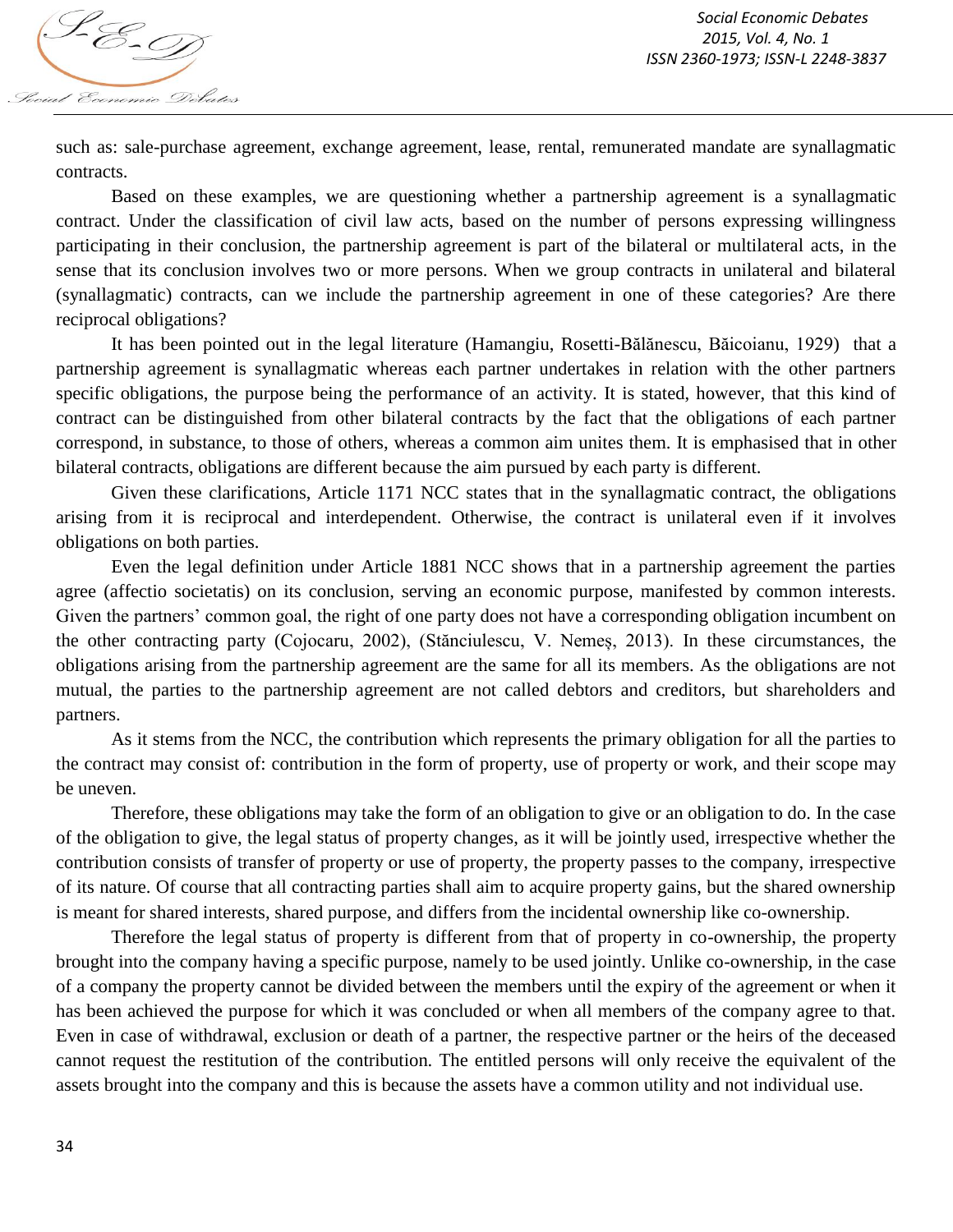such as: sale-purchase agreement, exchange agreement, lease, rental, remunerated mandate are synallagmatic contracts.

Based on these examples, we are questioning whether a partnership agreement is a synallagmatic contract. Under the classification of civil law acts, based on the number of persons expressing willingness participating in their conclusion, the partnership agreement is part of the bilateral or multilateral acts, in the sense that its conclusion involves two or more persons. When we group contracts in unilateral and bilateral (synallagmatic) contracts, can we include the partnership agreement in one of these categories? Are there reciprocal obligations?

It has been pointed out in the legal literature (Hamangiu, Rosetti-Bălănescu, Băicoianu, 1929) that a partnership agreement is synallagmatic whereas each partner undertakes in relation with the other partners specific obligations, the purpose being the performance of an activity. It is stated, however, that this kind of contract can be distinguished from other bilateral contracts by the fact that the obligations of each partner correspond, in substance, to those of others, whereas a common aim unites them. It is emphasised that in other bilateral contracts, obligations are different because the aim pursued by each party is different.

Given these clarifications, Article 1171 NCC states that in the synallagmatic contract, the obligations arising from it is reciprocal and interdependent. Otherwise, the contract is unilateral even if it involves obligations on both parties.

Even the legal definition under Article 1881 NCC shows that in a partnership agreement the parties agree (affectio societatis) on its conclusion, serving an economic purpose, manifested by common interests. Given the partners' common goal, the right of one party does not have a corresponding obligation incumbent on the other contracting party (Cojocaru, 2002), (Stănciulescu, V. Nemeș, 2013). In these circumstances, the obligations arising from the partnership agreement are the same for all its members. As the obligations are not mutual, the parties to the partnership agreement are not called debtors and creditors, but shareholders and partners.

As it stems from the NCC, the contribution which represents the primary obligation for all the parties to the contract may consist of: contribution in the form of property, use of property or work, and their scope may be uneven.

Therefore, these obligations may take the form of an obligation to give or an obligation to do. In the case of the obligation to give, the legal status of property changes, as it will be jointly used, irrespective whether the contribution consists of transfer of property or use of property, the property passes to the company, irrespective of its nature. Of course that all contracting parties shall aim to acquire property gains, but the shared ownership is meant for shared interests, shared purpose, and differs from the incidental ownership like co-ownership.

Therefore the legal status of property is different from that of property in co-ownership, the property brought into the company having a specific purpose, namely to be used jointly. Unlike co-ownership, in the case of a company the property cannot be divided between the members until the expiry of the agreement or when it has been achieved the purpose for which it was concluded or when all members of the company agree to that. Even in case of withdrawal, exclusion or death of a partner, the respective partner or the heirs of the deceased cannot request the restitution of the contribution. The entitled persons will only receive the equivalent of the assets brought into the company and this is because the assets have a common utility and not individual use.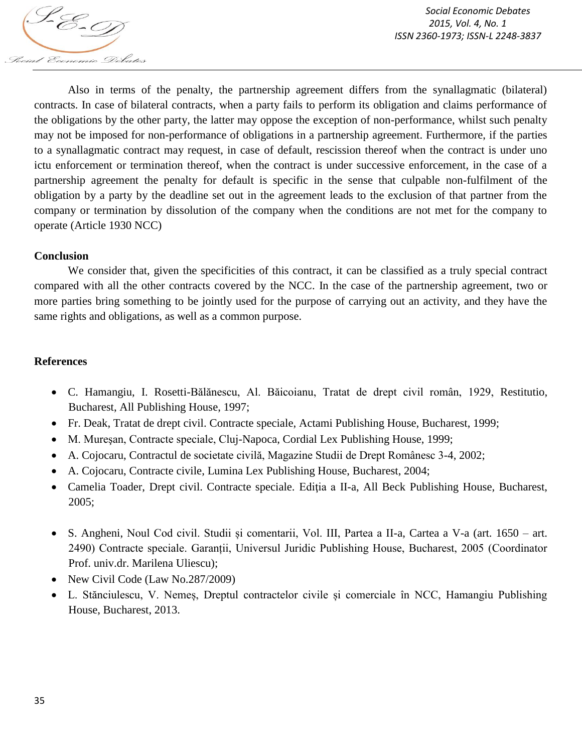Also in terms of the penalty, the partnership agreement differs from the synallagmatic (bilateral) contracts. In case of bilateral contracts, when a party fails to perform its obligation and claims performance of the obligations by the other party, the latter may oppose the exception of non-performance, whilst such penalty may not be imposed for non-performance of obligations in a partnership agreement. Furthermore, if the parties to a synallagmatic contract may request, in case of default, rescission thereof when the contract is under uno ictu enforcement or termination thereof, when the contract is under successive enforcement, in the case of a partnership agreement the penalty for default is specific in the sense that culpable non-fulfilment of the obligation by a party by the deadline set out in the agreement leads to the exclusion of that partner from the company or termination by dissolution of the company when the conditions are not met for the company to operate (Article 1930 NCC)

**Conclusion**

We consider that, given the specificities of this contract, it can be classified as a truly special contract compared with all the other contracts covered by the NCC. In the case of the partnership agreement, two or more parties bring something to be jointly used for the purpose of carrying out an activity, and they have the same rights and obligations, as well as a common purpose.

**References**

- C. Hamangiu, I. Rosetti-Bălănescu, Al. Băicoianu, Tratat de drept civil român, 1929, Restitutio, Bucharest, All Publishing House, 1997;
- Fr. Deak, Tratat de drept civil. Contracte speciale, Actami Publishing House, Bucharest, 1999;
- M. Mureşan, Contracte speciale, Cluj-Napoca, Cordial Lex Publishing House, 1999;
- A. Cojocaru, Contractul de societate civilă, Magazine Studii de Drept Românesc 3-4, 2002;
- A. Cojocaru, Contracte civile, Lumina Lex Publishing House, Bucharest, 2004;
- Camelia Toader, Drept civil. Contracte speciale. Ediția a II-a, All Beck Publishing House, Bucharest, 2005;
- S. Angheni, Noul Cod civil. Studii și comentarii, Vol. III, Partea a II-a, Cartea a V-a (art. 1650 – art. 2490) Contracte speciale. Garanții, Universul Juridic Publishing House, Bucharest, 2005 (Coordinator Prof. univ.dr. Marilena Uliescu);
- New Civil Code (Law No.287/2009)
- L. Stănciulescu, V. Nemeș, Dreptul contractelor civile și comerciale în NCC, Hamangiu Publishing House, Bucharest, 2013.